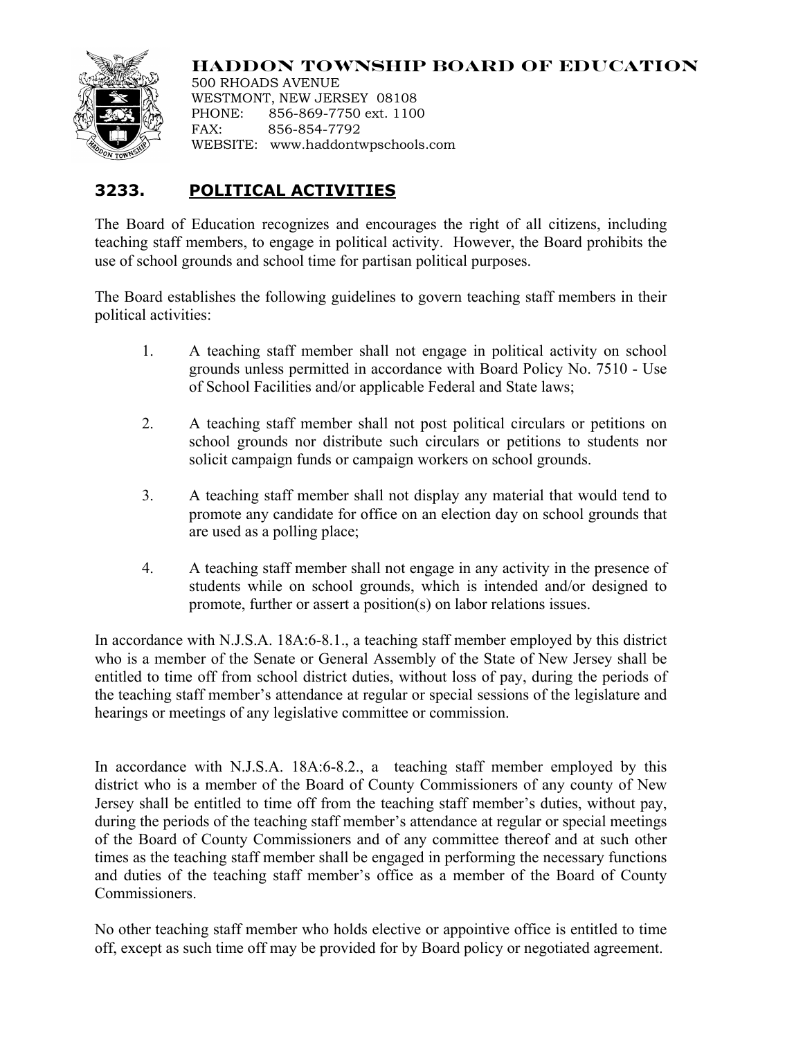**HADDON TOWNSHIP BOARD OF EDUCATION**
500 RHOADS AVENUE
WESTMONT, NEW JERSEY 08108
PHONE: 856-869-7750 ext. 1100
FAX: 856-854-7792
WEBSITE: www.haddontwpschools.com

# 3233. POLITICAL ACTIVITIES

The Board of Education recognizes and encourages the right of all citizens, including teaching staff members, to engage in political activity. However, the Board prohibits the use of school grounds and school time for partisan political purposes.

The Board establishes the following guidelines to govern teaching staff members in their political activities:

1. A teaching staff member shall not engage in political activity on school grounds unless permitted in accordance with Board Policy No. 7510 - Use of School Facilities and/or applicable Federal and State laws;

2. A teaching staff member shall not post political circulars or petitions on school grounds nor distribute such circulars or petitions to students nor solicit campaign funds or campaign workers on school grounds.

3. A teaching staff member shall not display any material that would tend to promote any candidate for office on an election day on school grounds that are used as a polling place;

4. A teaching staff member shall not engage in any activity in the presence of students while on school grounds, which is intended and/or designed to promote, further or assert a position(s) on labor relations issues.

In accordance with N.J.S.A. 18A:6-8.1., a teaching staff member employed by this district who is a member of the Senate or General Assembly of the State of New Jersey shall be entitled to time off from school district duties, without loss of pay, during the periods of the teaching staff member's attendance at regular or special sessions of the legislature and hearings or meetings of any legislative committee or commission.

In accordance with N.J.S.A. 18A:6-8.2., a teaching staff member employed by this district who is a member of the Board of County Commissioners of any county of New Jersey shall be entitled to time off from the teaching staff member's duties, without pay, during the periods of the teaching staff member's attendance at regular or special meetings of the Board of County Commissioners and of any committee thereof and at such other times as the teaching staff member shall be engaged in performing the necessary functions and duties of the teaching staff member's office as a member of the Board of County Commissioners.

No other teaching staff member who holds elective or appointive office is entitled to time off, except as such time off may be provided for by Board policy or negotiated agreement.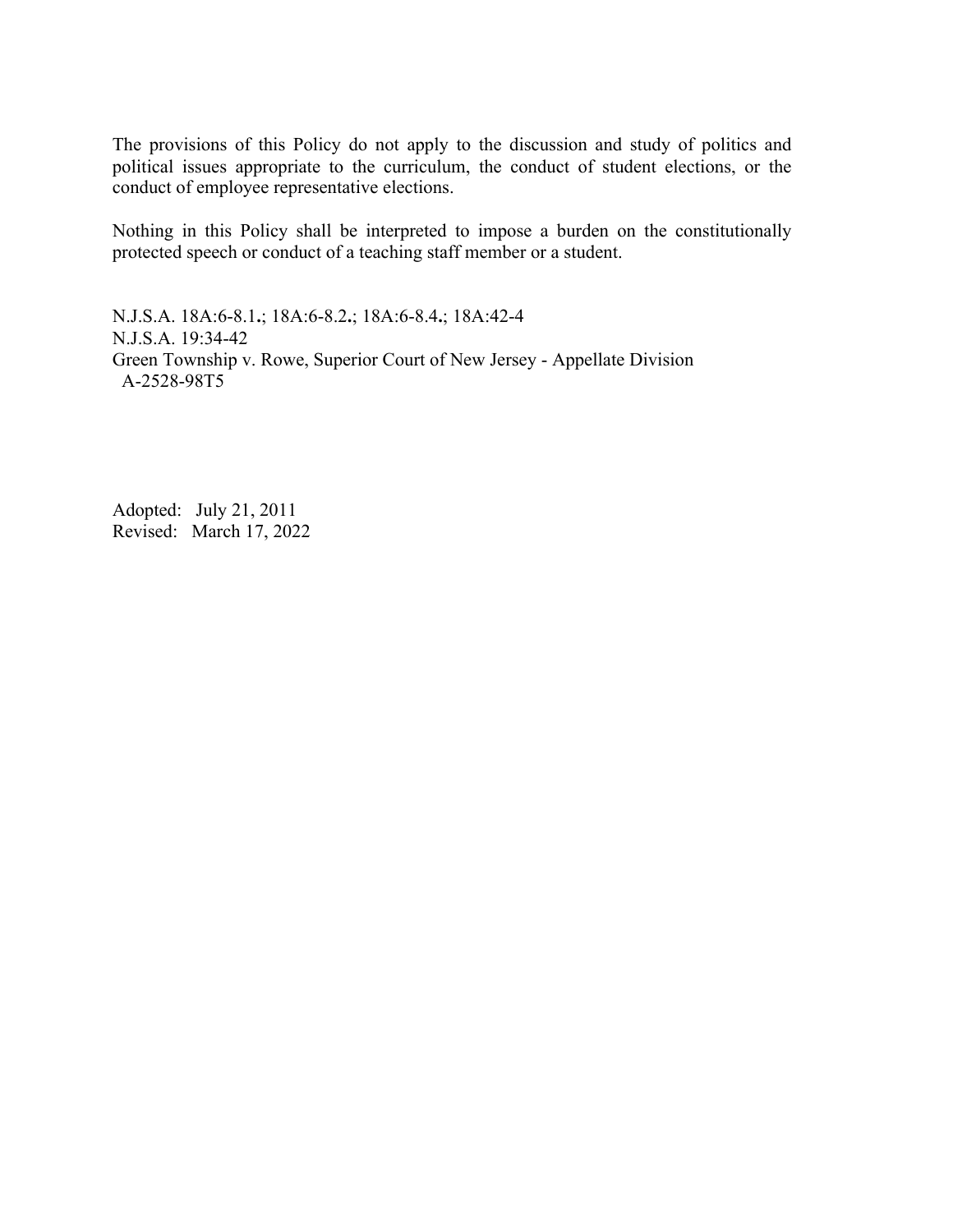The provisions of this Policy do not apply to the discussion and study of politics and political issues appropriate to the curriculum, the conduct of student elections, or the conduct of employee representative elections.

Nothing in this Policy shall be interpreted to impose a burden on the constitutionally protected speech or conduct of a teaching staff member or a student.

N.J.S.A. 18A:6-8.1.; 18A:6-8.2.; 18A:6-8.4.; 18A:42-4
N.J.S.A. 19:34-42
Green Township v. Rowe, Superior Court of New Jersey - Appellate Division
A-2528-98T5

Adopted: July 21, 2011
Revised: March 17, 2022